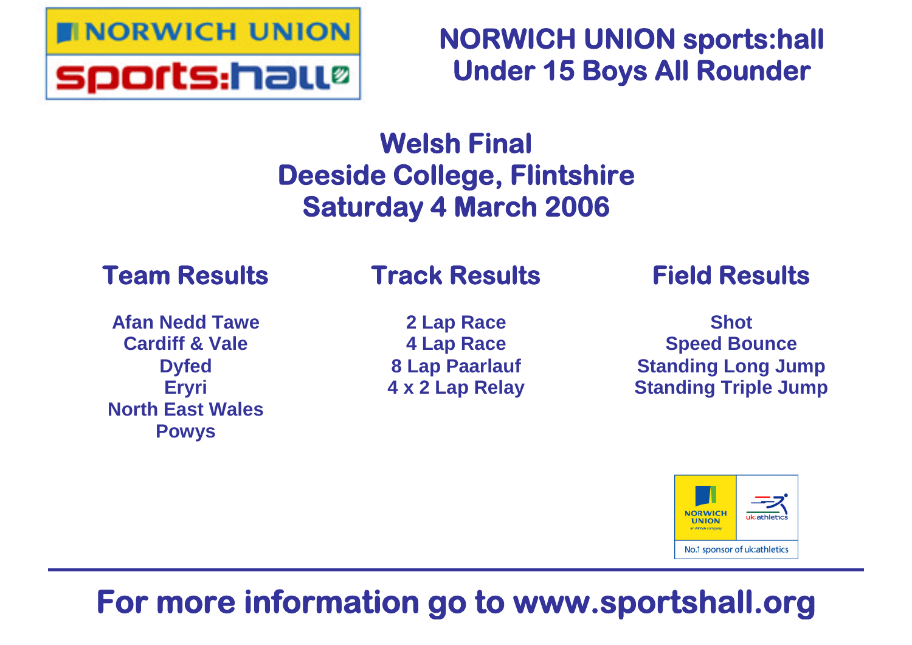# NORWICH UNION sports:hall
# Under 15 Boys All Rounder

## Welsh Final
## Deeside College, Flintshire
## Saturday 4 March 2006

### Team Results

Afan Nedd Tawe
Cardiff & Vale
Dyfed
Eryri
North East Wales
Powys

### Track Results

2 Lap Race
4 Lap Race
8 Lap Paarlauf
4 x 2 Lap Relay

### Field Results

Shot
Speed Bounce
Standing Long Jump
Standing Triple Jump

No.1 sponsor of uk:athletics

**For more information go to www.sportshall.org**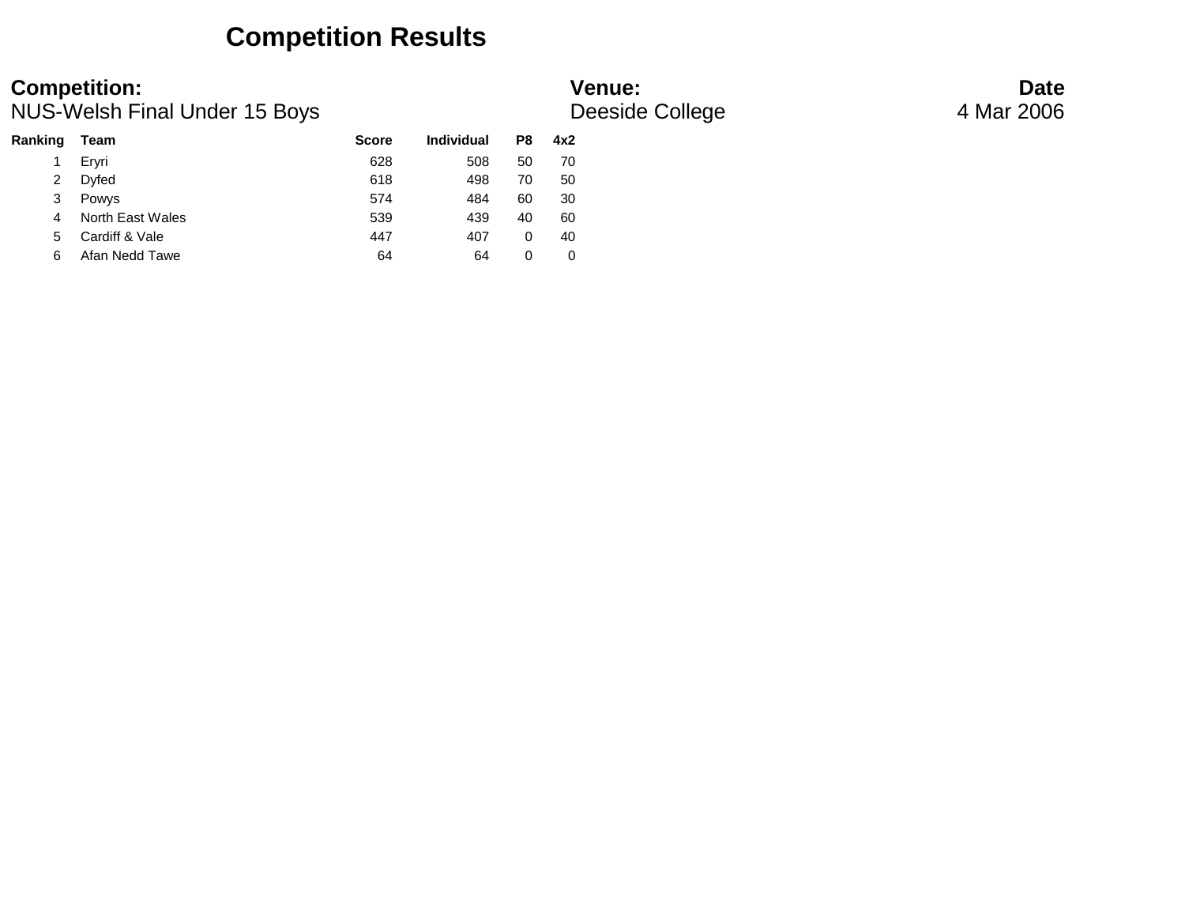# Competition Results

**Competition:**
NUS-Welsh Final Under 15 Boys

**Venue:**
Deeside College

**Date**
4 Mar 2006

| Ranking | Team | Score | Individual | P8 | 4x2 |
|---|---|---|---|---|---|
| 1 | Eryri | 628 | 508 | 50 | 70 |
| 2 | Dyfed | 618 | 498 | 70 | 50 |
| 3 | Powys | 574 | 484 | 60 | 30 |
| 4 | North East Wales | 539 | 439 | 40 | 60 |
| 5 | Cardiff & Vale | 447 | 407 | 0 | 40 |
| 6 | Afan Nedd Tawe | 64 | 64 | 0 | 0 |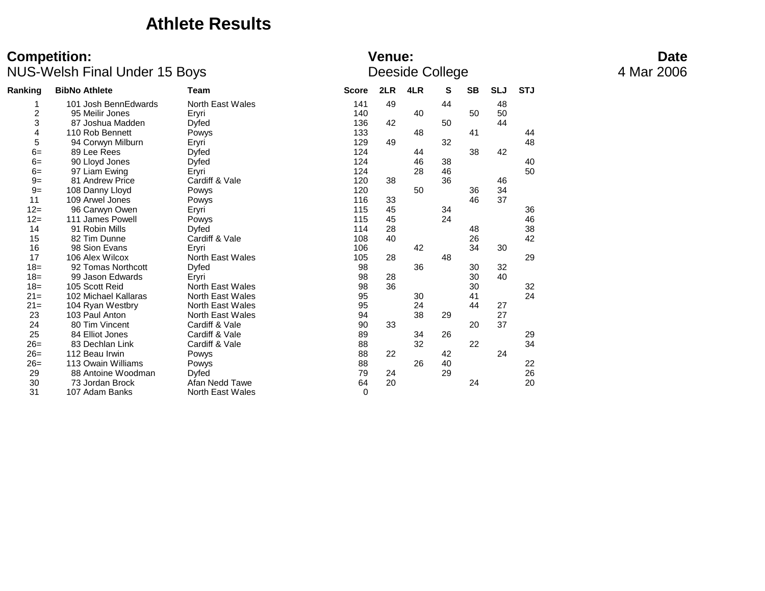# Athlete Results

**Competition:** NUS-Welsh Final Under 15 Boys

**Venue:** Deeside College

**Date** 4 Mar 2006

| Ranking | BibNo | Athlete | Team | Score | 2LR | 4LR | S | SB | SLJ | STJ |
|---|---|---|---|---|---|---|---|---|---|---|
| 1 | 101 | Josh BennEdwards | North East Wales | 141 | 49 | | 44 | | 48 | |
| 2 | 95 | Meilir Jones | Eryri | 140 | | 40 | | 50 | 50 | |
| 3 | 87 | Joshua Madden | Dyfed | 136 | 42 | | 50 | | 44 | |
| 4 | 110 | Rob Bennett | Powys | 133 | | 48 | | 41 | | 44 |
| 5 | 94 | Corwyn Milburn | Eryri | 129 | 49 | | 32 | | | 48 |
| 6= | 89 | Lee Rees | Dyfed | 124 | | 44 | | 38 | 42 | |
| 6= | 90 | Lloyd Jones | Dyfed | 124 | | 46 | 38 | | | 40 |
| 6= | 97 | Liam Ewing | Eryri | 124 | | 28 | 46 | | | 50 |
| 9= | 81 | Andrew Price | Cardiff & Vale | 120 | 38 | | 36 | | 46 | |
| 9= | 108 | Danny Lloyd | Powys | 120 | | 50 | | 36 | 34 | |
| 11 | 109 | Arwel Jones | Powys | 116 | 33 | | | 46 | 37 | |
| 12= | 96 | Carwyn Owen | Eryri | 115 | 45 | | 34 | | | 36 |
| 12= | 111 | James Powell | Powys | 115 | 45 | | 24 | | | 46 |
| 14 | 91 | Robin Mills | Dyfed | 114 | 28 | | | 48 | | 38 |
| 15 | 82 | Tim Dunne | Cardiff & Vale | 108 | 40 | | | 26 | | 42 |
| 16 | 98 | Sion Evans | Eryri | 106 | | 42 | | 34 | 30 | |
| 17 | 106 | Alex Wilcox | North East Wales | 105 | 28 | | 48 | | | 29 |
| 18= | 92 | Tomas Northcott | Dyfed | 98 | | 36 | | 30 | 32 | |
| 18= | 99 | Jason Edwards | Eryri | 98 | 28 | | | 30 | 40 | |
| 18= | 105 | Scott Reid | North East Wales | 98 | 36 | | | 30 | | 32 |
| 21= | 102 | Michael Kallaras | North East Wales | 95 | | 30 | | 41 | | 24 |
| 21= | 104 | Ryan Westbry | North East Wales | 95 | | 24 | | 44 | 27 | |
| 23 | 103 | Paul Anton | North East Wales | 94 | | 38 | 29 | | 27 | |
| 24 | 80 | Tim Vincent | Cardiff & Vale | 90 | 33 | | | 20 | 37 | |
| 25 | 84 | Elliot Jones | Cardiff & Vale | 89 | | 34 | 26 | | | 29 |
| 26= | 83 | Dechlan Link | Cardiff & Vale | 88 | | 32 | | 22 | | 34 |
| 26= | 112 | Beau Irwin | Powys | 88 | 22 | | 42 | | 24 | |
| 26= | 113 | Owain Williams | Powys | 88 | | 26 | 40 | | | 22 |
| 29 | 88 | Antoine Woodman | Dyfed | 79 | 24 | | 29 | | | 26 |
| 30 | 73 | Jordan Brock | Afan Nedd Tawe | 64 | 20 | | | 24 | | 20 |
| 31 | 107 | Adam Banks | North East Wales | 0 | | | | | | |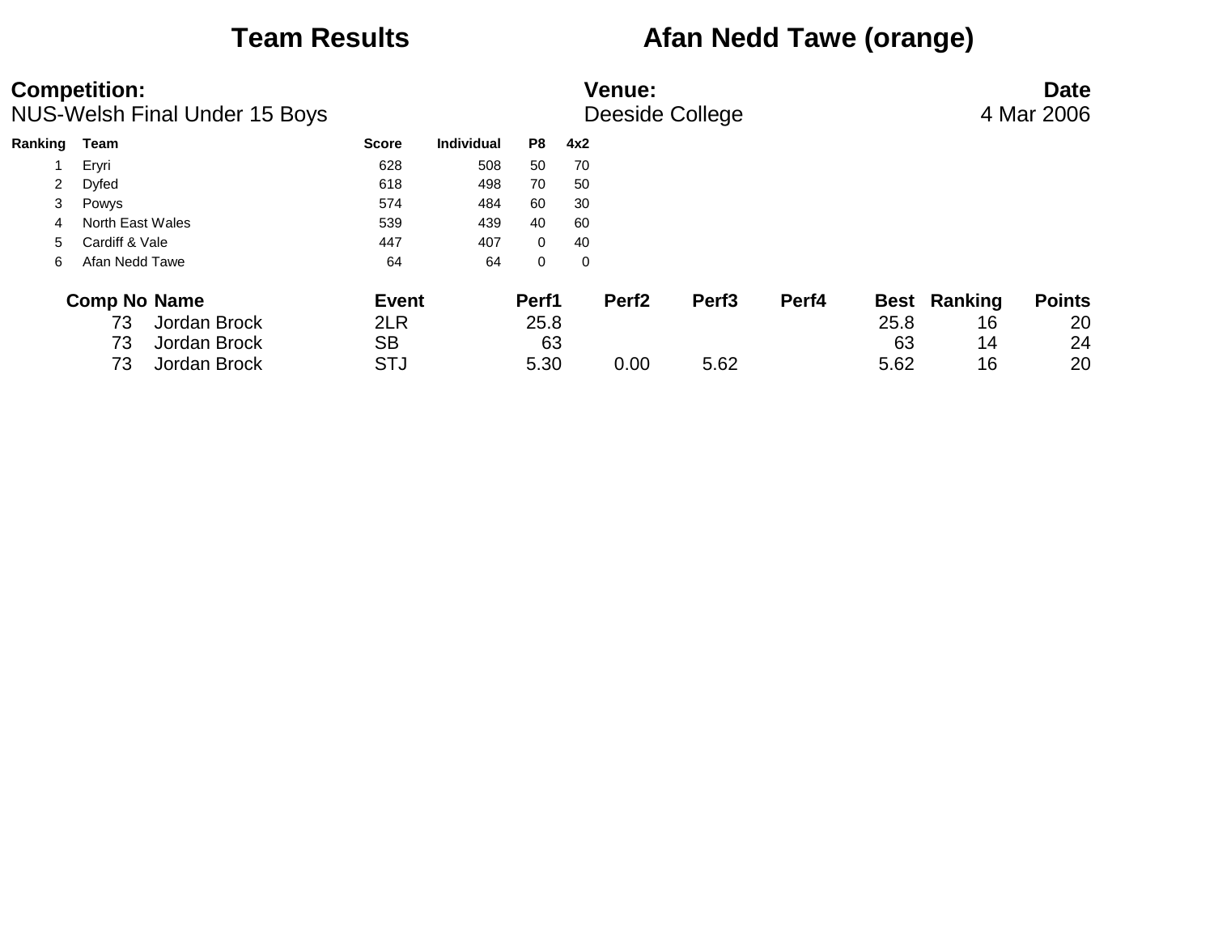# Team Results — Afan Nedd Tawe (orange)

**Competition:**
NUS-Welsh Final Under 15 Boys

**Venue:**
Deeside College

**Date**
4 Mar 2006

| Ranking | Team | Score | Individual | P8 | 4x2 |
|---|---|---|---|---|---|
| 1 | Eryri | 628 | 508 | 50 | 70 |
| 2 | Dyfed | 618 | 498 | 70 | 50 |
| 3 | Powys | 574 | 484 | 60 | 30 |
| 4 | North East Wales | 539 | 439 | 40 | 60 |
| 5 | Cardiff & Vale | 447 | 407 | 0 | 40 |
| 6 | Afan Nedd Tawe | 64 | 64 | 0 | 0 |

| Comp No | Name | Event | Perf1 | Perf2 | Perf3 | Perf4 | Best | Ranking | Points |
|---|---|---|---|---|---|---|---|---|---|
| 73 | Jordan Brock | 2LR | 25.8 | | | | 25.8 | 16 | 20 |
| 73 | Jordan Brock | SB | 63 | | | | 63 | 14 | 24 |
| 73 | Jordan Brock | STJ | 5.30 | 0.00 | 5.62 | | 5.62 | 16 | 20 |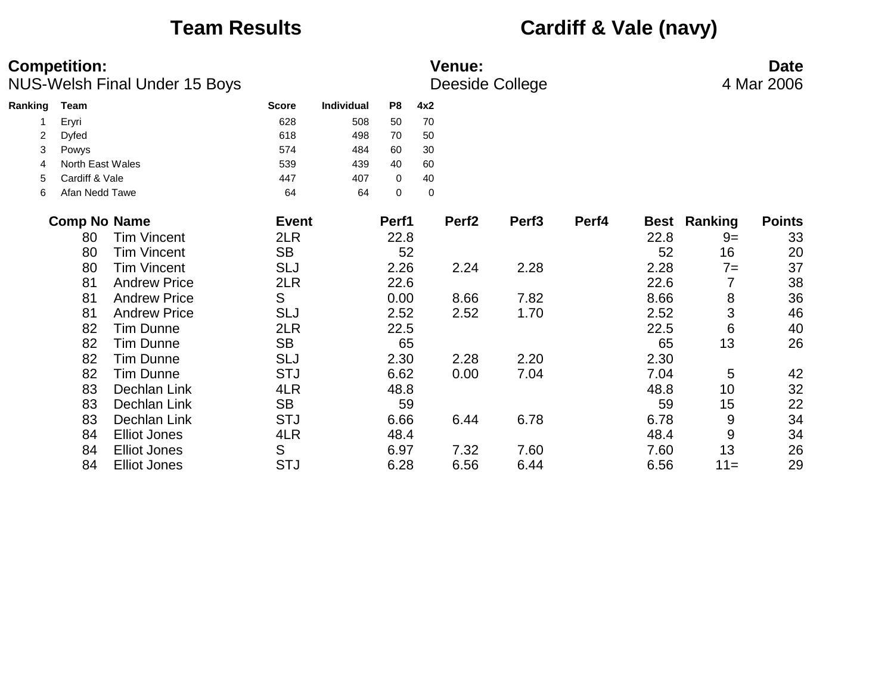# Team Results

## Cardiff & Vale (navy)

**Competition:**
NUS-Welsh Final Under 15 Boys

**Venue:**
Deeside College

**Date**
4 Mar 2006

| Ranking | Team | Score | Individual | P8 | 4x2 |
|---|---|---|---|---|---|
| 1 | Eryri | 628 | 508 | 50 | 70 |
| 2 | Dyfed | 618 | 498 | 70 | 50 |
| 3 | Powys | 574 | 484 | 60 | 30 |
| 4 | North East Wales | 539 | 439 | 40 | 60 |
| 5 | Cardiff & Vale | 447 | 407 | 0 | 40 |
| 6 | Afan Nedd Tawe | 64 | 64 | 0 | 0 |

| Comp No | Name | Event | Perf1 | Perf2 | Perf3 | Perf4 | Best | Ranking | Points |
|---|---|---|---|---|---|---|---|---|---|
| 80 | Tim Vincent | 2LR | 22.8 | | | | 22.8 | 9= | 33 |
| 80 | Tim Vincent | SB | 52 | | | | 52 | 16 | 20 |
| 80 | Tim Vincent | SLJ | 2.26 | 2.24 | 2.28 | | 2.28 | 7= | 37 |
| 81 | Andrew Price | 2LR | 22.6 | | | | 22.6 | 7 | 38 |
| 81 | Andrew Price | S | 0.00 | 8.66 | 7.82 | | 8.66 | 8 | 36 |
| 81 | Andrew Price | SLJ | 2.52 | 2.52 | 1.70 | | 2.52 | 3 | 46 |
| 82 | Tim Dunne | 2LR | 22.5 | | | | 22.5 | 6 | 40 |
| 82 | Tim Dunne | SB | 65 | | | | 65 | 13 | 26 |
| 82 | Tim Dunne | SLJ | 2.30 | 2.28 | 2.20 | | 2.30 | | |
| 82 | Tim Dunne | STJ | 6.62 | 0.00 | 7.04 | | 7.04 | 5 | 42 |
| 83 | Dechlan Link | 4LR | 48.8 | | | | 48.8 | 10 | 32 |
| 83 | Dechlan Link | SB | 59 | | | | 59 | 15 | 22 |
| 83 | Dechlan Link | STJ | 6.66 | 6.44 | 6.78 | | 6.78 | 9 | 34 |
| 84 | Elliot Jones | 4LR | 48.4 | | | | 48.4 | 9 | 34 |
| 84 | Elliot Jones | S | 6.97 | 7.32 | 7.60 | | 7.60 | 13 | 26 |
| 84 | Elliot Jones | STJ | 6.28 | 6.56 | 6.44 | | 6.56 | 11= | 29 |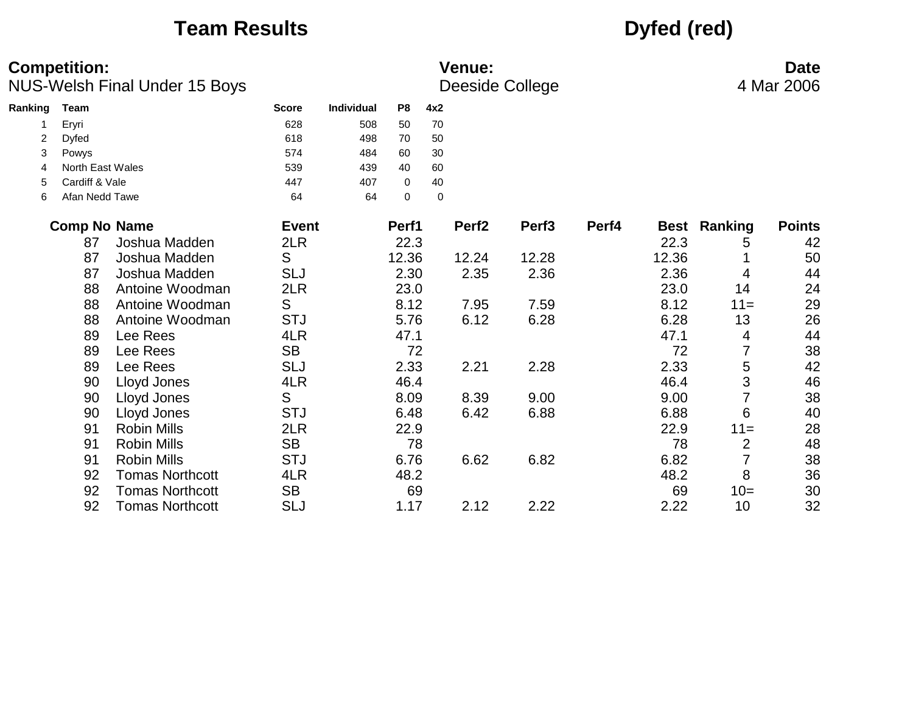# Team Results

## Dyfed (red)

**Competition:**
NUS-Welsh Final Under 15 Boys

**Venue:**
Deeside College

**Date**
4 Mar 2006

| Ranking | Team | Score | Individual | P8 | 4x2 |
|---|---|---|---|---|---|
| 1 | Eryri | 628 | 508 | 50 | 70 |
| 2 | Dyfed | 618 | 498 | 70 | 50 |
| 3 | Powys | 574 | 484 | 60 | 30 |
| 4 | North East Wales | 539 | 439 | 40 | 60 |
| 5 | Cardiff & Vale | 447 | 407 | 0 | 40 |
| 6 | Afan Nedd Tawe | 64 | 64 | 0 | 0 |

| Comp No | Name | Event | Perf1 | Perf2 | Perf3 | Perf4 | Best | Ranking | Points |
|---|---|---|---|---|---|---|---|---|---|
| 87 | Joshua Madden | 2LR | 22.3 | | | | 22.3 | 5 | 42 |
| 87 | Joshua Madden | S | 12.36 | 12.24 | 12.28 | | 12.36 | 1 | 50 |
| 87 | Joshua Madden | SLJ | 2.30 | 2.35 | 2.36 | | 2.36 | 4 | 44 |
| 88 | Antoine Woodman | 2LR | 23.0 | | | | 23.0 | 14 | 24 |
| 88 | Antoine Woodman | S | 8.12 | 7.95 | 7.59 | | 8.12 | 11= | 29 |
| 88 | Antoine Woodman | STJ | 5.76 | 6.12 | 6.28 | | 6.28 | 13 | 26 |
| 89 | Lee Rees | 4LR | 47.1 | | | | 47.1 | 4 | 44 |
| 89 | Lee Rees | SB | 72 | | | | 72 | 7 | 38 |
| 89 | Lee Rees | SLJ | 2.33 | 2.21 | 2.28 | | 2.33 | 5 | 42 |
| 90 | Lloyd Jones | 4LR | 46.4 | | | | 46.4 | 3 | 46 |
| 90 | Lloyd Jones | S | 8.09 | 8.39 | 9.00 | | 9.00 | 7 | 38 |
| 90 | Lloyd Jones | STJ | 6.48 | 6.42 | 6.88 | | 6.88 | 6 | 40 |
| 91 | Robin Mills | 2LR | 22.9 | | | | 22.9 | 11= | 28 |
| 91 | Robin Mills | SB | 78 | | | | 78 | 2 | 48 |
| 91 | Robin Mills | STJ | 6.76 | 6.62 | 6.82 | | 6.82 | 7 | 38 |
| 92 | Tomas Northcott | 4LR | 48.2 | | | | 48.2 | 8 | 36 |
| 92 | Tomas Northcott | SB | 69 | | | | 69 | 10= | 30 |
| 92 | Tomas Northcott | SLJ | 1.17 | 2.12 | 2.22 | | 2.22 | 10 | 32 |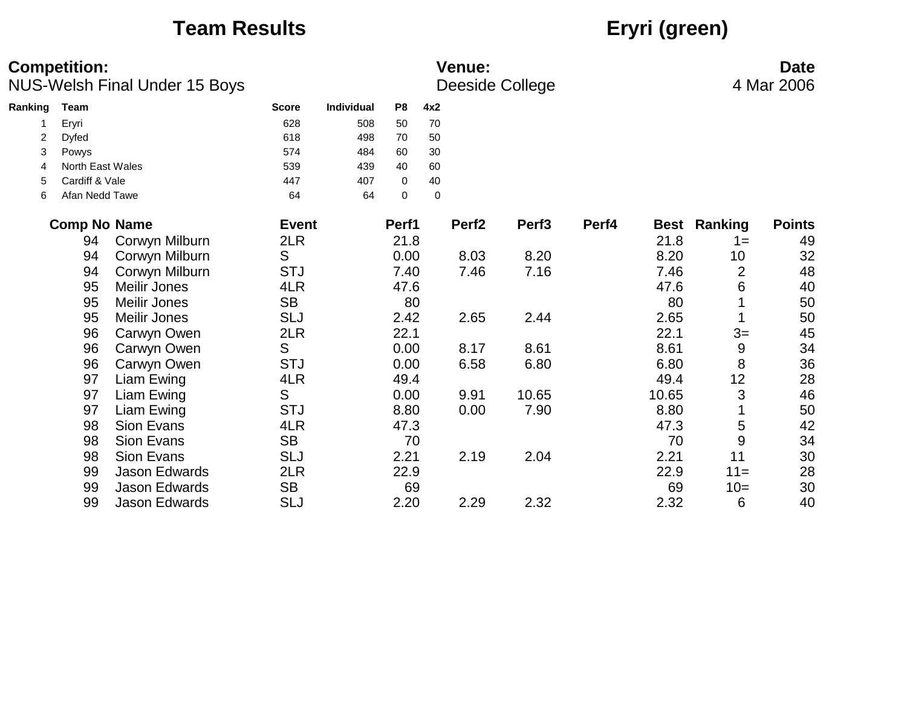# Team Results

## Eryri (green)

**Competition:** NUS-Welsh Final Under 15 Boys

**Venue:** Deeside College

**Date** 4 Mar 2006

| Ranking | Team | Score | Individual | P8 | 4x2 |
|---|---|---|---|---|---|
| 1 | Eryri | 628 | 508 | 50 | 70 |
| 2 | Dyfed | 618 | 498 | 70 | 50 |
| 3 | Powys | 574 | 484 | 60 | 30 |
| 4 | North East Wales | 539 | 439 | 40 | 60 |
| 5 | Cardiff & Vale | 447 | 407 | 0 | 40 |
| 6 | Afan Nedd Tawe | 64 | 64 | 0 | 0 |

| Comp No | Name | Event | Perf1 | Perf2 | Perf3 | Perf4 | Best | Ranking | Points |
|---|---|---|---|---|---|---|---|---|---|
| 94 | Corwyn Milburn | 2LR | 21.8 | | | | 21.8 | 1= | 49 |
| 94 | Corwyn Milburn | S | 0.00 | 8.03 | 8.20 | | 8.20 | 10 | 32 |
| 94 | Corwyn Milburn | STJ | 7.40 | 7.46 | 7.16 | | 7.46 | 2 | 48 |
| 95 | Meilir Jones | 4LR | 47.6 | | | | 47.6 | 6 | 40 |
| 95 | Meilir Jones | SB | 80 | | | | 80 | 1 | 50 |
| 95 | Meilir Jones | SLJ | 2.42 | 2.65 | 2.44 | | 2.65 | 1 | 50 |
| 96 | Carwyn Owen | 2LR | 22.1 | | | | 22.1 | 3= | 45 |
| 96 | Carwyn Owen | S | 0.00 | 8.17 | 8.61 | | 8.61 | 9 | 34 |
| 96 | Carwyn Owen | STJ | 0.00 | 6.58 | 6.80 | | 6.80 | 8 | 36 |
| 97 | Liam Ewing | 4LR | 49.4 | | | | 49.4 | 12 | 28 |
| 97 | Liam Ewing | S | 0.00 | 9.91 | 10.65 | | 10.65 | 3 | 46 |
| 97 | Liam Ewing | STJ | 8.80 | 0.00 | 7.90 | | 8.80 | 1 | 50 |
| 98 | Sion Evans | 4LR | 47.3 | | | | 47.3 | 5 | 42 |
| 98 | Sion Evans | SB | 70 | | | | 70 | 9 | 34 |
| 98 | Sion Evans | SLJ | 2.21 | 2.19 | 2.04 | | 2.21 | 11 | 30 |
| 99 | Jason Edwards | 2LR | 22.9 | | | | 22.9 | 11= | 28 |
| 99 | Jason Edwards | SB | 69 | | | | 69 | 10= | 30 |
| 99 | Jason Edwards | SLJ | 2.20 | 2.29 | 2.32 | | 2.32 | 6 | 40 |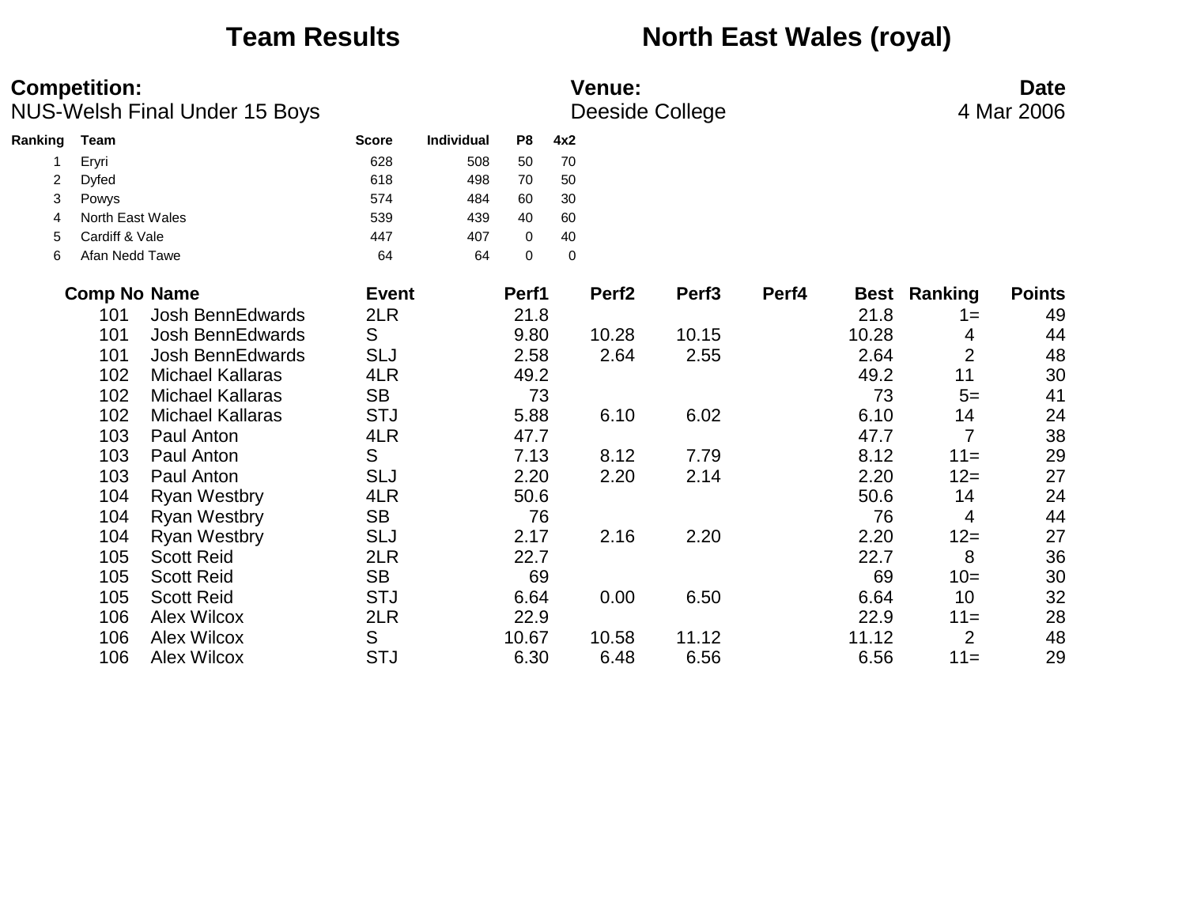# Team Results

# North East Wales (royal)

**Competition:**
NUS-Welsh Final Under 15 Boys

**Venue:**
Deeside College

**Date**
4 Mar 2006

| Ranking | Team | Score | Individual | P8 | 4x2 |
|---|---|---|---|---|---|
| 1 | Eryri | 628 | 508 | 50 | 70 |
| 2 | Dyfed | 618 | 498 | 70 | 50 |
| 3 | Powys | 574 | 484 | 60 | 30 |
| 4 | North East Wales | 539 | 439 | 40 | 60 |
| 5 | Cardiff & Vale | 447 | 407 | 0 | 40 |
| 6 | Afan Nedd Tawe | 64 | 64 | 0 | 0 |

| Comp No | Name | Event | Perf1 | Perf2 | Perf3 | Perf4 | Best | Ranking | Points |
|---|---|---|---|---|---|---|---|---|---|
| 101 | Josh BennEdwards | 2LR | 21.8 | | | | 21.8 | 1= | 49 |
| 101 | Josh BennEdwards | S | 9.80 | 10.28 | 10.15 | | 10.28 | 4 | 44 |
| 101 | Josh BennEdwards | SLJ | 2.58 | 2.64 | 2.55 | | 2.64 | 2 | 48 |
| 102 | Michael Kallaras | 4LR | 49.2 | | | | 49.2 | 11 | 30 |
| 102 | Michael Kallaras | SB | 73 | | | | 73 | 5= | 41 |
| 102 | Michael Kallaras | STJ | 5.88 | 6.10 | 6.02 | | 6.10 | 14 | 24 |
| 103 | Paul Anton | 4LR | 47.7 | | | | 47.7 | 7 | 38 |
| 103 | Paul Anton | S | 7.13 | 8.12 | 7.79 | | 8.12 | 11= | 29 |
| 103 | Paul Anton | SLJ | 2.20 | 2.20 | 2.14 | | 2.20 | 12= | 27 |
| 104 | Ryan Westbry | 4LR | 50.6 | | | | 50.6 | 14 | 24 |
| 104 | Ryan Westbry | SB | 76 | | | | 76 | 4 | 44 |
| 104 | Ryan Westbry | SLJ | 2.17 | 2.16 | 2.20 | | 2.20 | 12= | 27 |
| 105 | Scott Reid | 2LR | 22.7 | | | | 22.7 | 8 | 36 |
| 105 | Scott Reid | SB | 69 | | | | 69 | 10= | 30 |
| 105 | Scott Reid | STJ | 6.64 | 0.00 | 6.50 | | 6.64 | 10 | 32 |
| 106 | Alex Wilcox | 2LR | 22.9 | | | | 22.9 | 11= | 28 |
| 106 | Alex Wilcox | S | 10.67 | 10.58 | 11.12 | | 11.12 | 2 | 48 |
| 106 | Alex Wilcox | STJ | 6.30 | 6.48 | 6.56 | | 6.56 | 11= | 29 |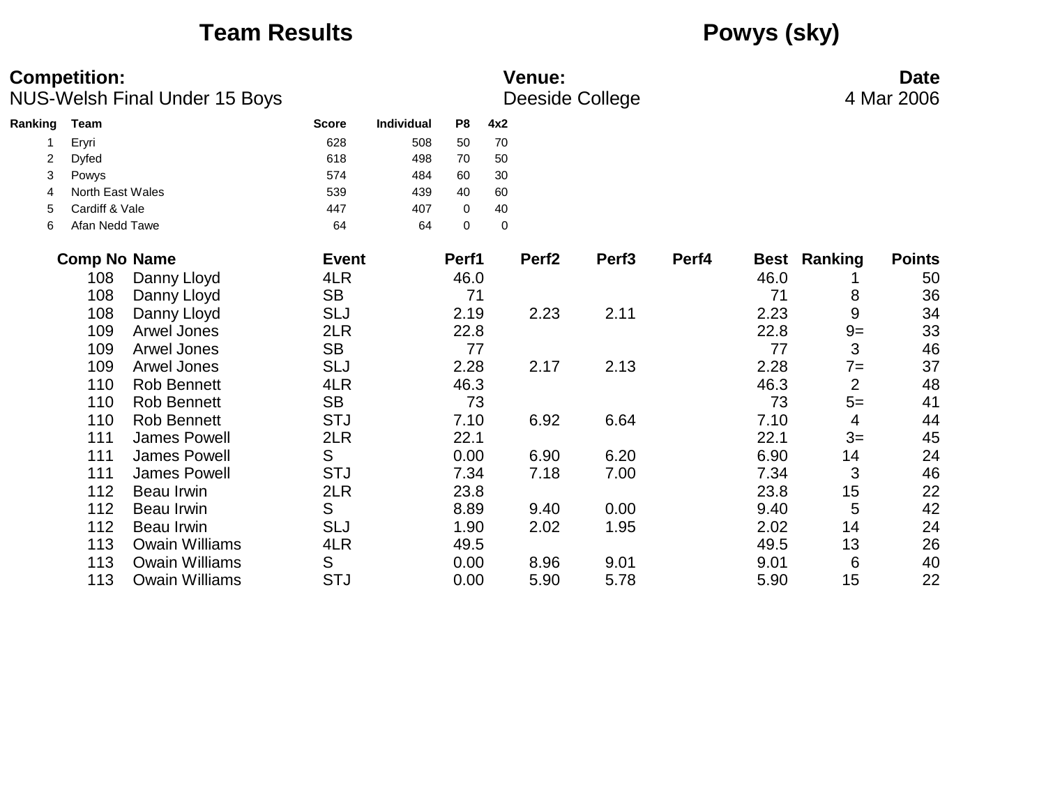# Team Results

# Powys (sky)

**Competition:**
NUS-Welsh Final Under 15 Boys

**Venue:**
Deeside College

**Date**
4 Mar 2006

| Ranking | Team | Score | Individual | P8 | 4x2 |
|---|---|---|---|---|---|
| 1 | Eryri | 628 | 508 | 50 | 70 |
| 2 | Dyfed | 618 | 498 | 70 | 50 |
| 3 | Powys | 574 | 484 | 60 | 30 |
| 4 | North East Wales | 539 | 439 | 40 | 60 |
| 5 | Cardiff & Vale | 447 | 407 | 0 | 40 |
| 6 | Afan Nedd Tawe | 64 | 64 | 0 | 0 |

| Comp No | Name | Event | Perf1 | Perf2 | Perf3 | Perf4 | Best | Ranking | Points |
|---|---|---|---|---|---|---|---|---|---|
| 108 | Danny Lloyd | 4LR | 46.0 | | | | 46.0 | 1 | 50 |
| 108 | Danny Lloyd | SB | 71 | | | | 71 | 8 | 36 |
| 108 | Danny Lloyd | SLJ | 2.19 | 2.23 | 2.11 | | 2.23 | 9 | 34 |
| 109 | Arwel Jones | 2LR | 22.8 | | | | 22.8 | 9= | 33 |
| 109 | Arwel Jones | SB | 77 | | | | 77 | 3 | 46 |
| 109 | Arwel Jones | SLJ | 2.28 | 2.17 | 2.13 | | 2.28 | 7= | 37 |
| 110 | Rob Bennett | 4LR | 46.3 | | | | 46.3 | 2 | 48 |
| 110 | Rob Bennett | SB | 73 | | | | 73 | 5= | 41 |
| 110 | Rob Bennett | STJ | 7.10 | 6.92 | 6.64 | | 7.10 | 4 | 44 |
| 111 | James Powell | 2LR | 22.1 | | | | 22.1 | 3= | 45 |
| 111 | James Powell | S | 0.00 | 6.90 | 6.20 | | 6.90 | 14 | 24 |
| 111 | James Powell | STJ | 7.34 | 7.18 | 7.00 | | 7.34 | 3 | 46 |
| 112 | Beau Irwin | 2LR | 23.8 | | | | 23.8 | 15 | 22 |
| 112 | Beau Irwin | S | 8.89 | 9.40 | 0.00 | | 9.40 | 5 | 42 |
| 112 | Beau Irwin | SLJ | 1.90 | 2.02 | 1.95 | | 2.02 | 14 | 24 |
| 113 | Owain Williams | 4LR | 49.5 | | | | 49.5 | 13 | 26 |
| 113 | Owain Williams | S | 0.00 | 8.96 | 9.01 | | 9.01 | 6 | 40 |
| 113 | Owain Williams | STJ | 0.00 | 5.90 | 5.78 | | 5.90 | 15 | 22 |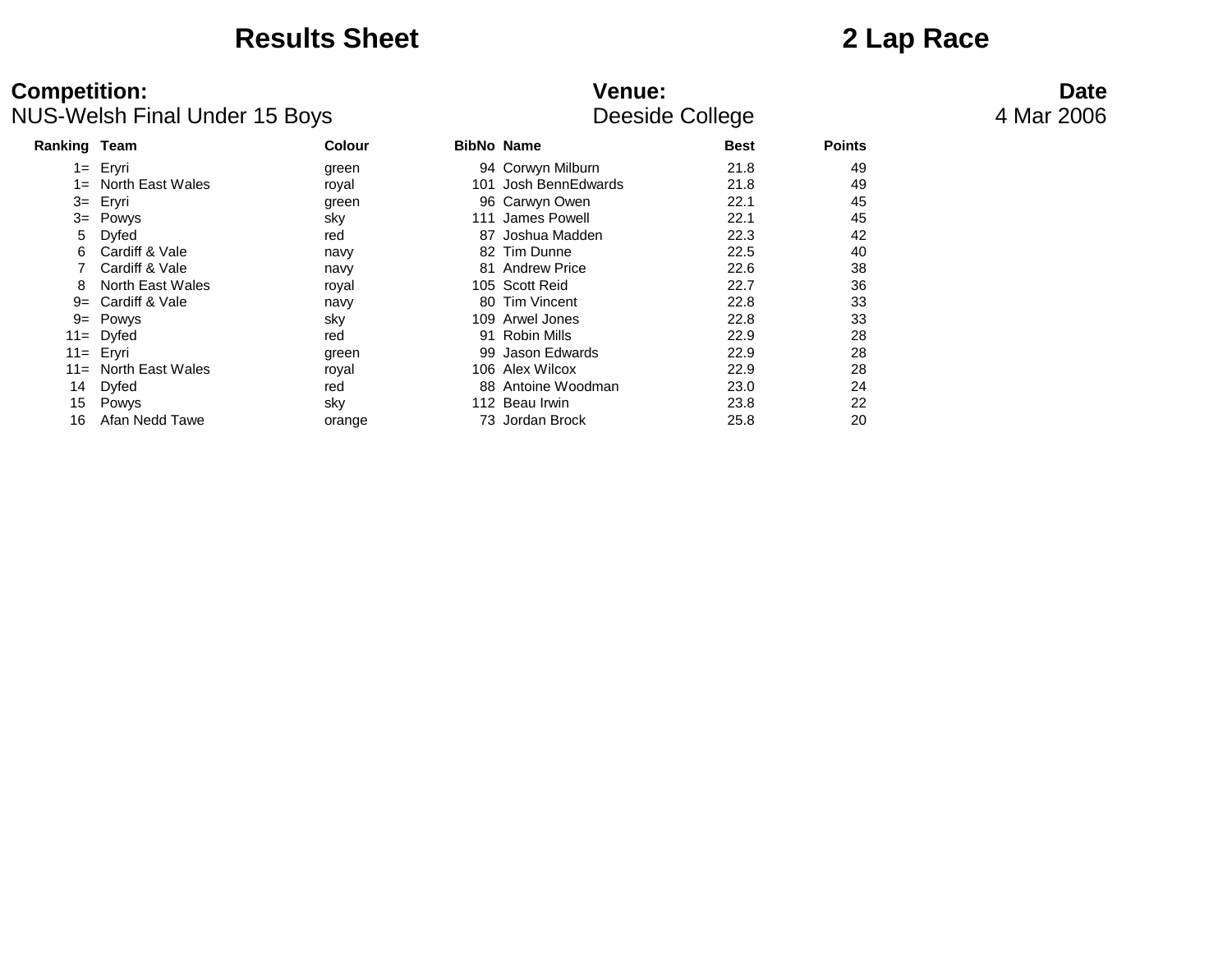# Results Sheet

# 2 Lap Race

**Competition:**
NUS-Welsh Final Under 15 Boys

**Venue:**
Deeside College

**Date**
4 Mar 2006

| Ranking | Team | Colour | BibNo | Name | Best | Points |
|---|---|---|---|---|---|---|
| 1= | Eryri | green | 94 | Corwyn Milburn | 21.8 | 49 |
| 1= | North East Wales | royal | 101 | Josh BennEdwards | 21.8 | 49 |
| 3= | Eryri | green | 96 | Carwyn Owen | 22.1 | 45 |
| 3= | Powys | sky | 111 | James Powell | 22.1 | 45 |
| 5 | Dyfed | red | 87 | Joshua Madden | 22.3 | 42 |
| 6 | Cardiff & Vale | navy | 82 | Tim Dunne | 22.5 | 40 |
| 7 | Cardiff & Vale | navy | 81 | Andrew Price | 22.6 | 38 |
| 8 | North East Wales | royal | 105 | Scott Reid | 22.7 | 36 |
| 9= | Cardiff & Vale | navy | 80 | Tim Vincent | 22.8 | 33 |
| 9= | Powys | sky | 109 | Arwel Jones | 22.8 | 33 |
| 11= | Dyfed | red | 91 | Robin Mills | 22.9 | 28 |
| 11= | Eryri | green | 99 | Jason Edwards | 22.9 | 28 |
| 11= | North East Wales | royal | 106 | Alex Wilcox | 22.9 | 28 |
| 14 | Dyfed | red | 88 | Antoine Woodman | 23.0 | 24 |
| 15 | Powys | sky | 112 | Beau Irwin | 23.8 | 22 |
| 16 | Afan Nedd Tawe | orange | 73 | Jordan Brock | 25.8 | 20 |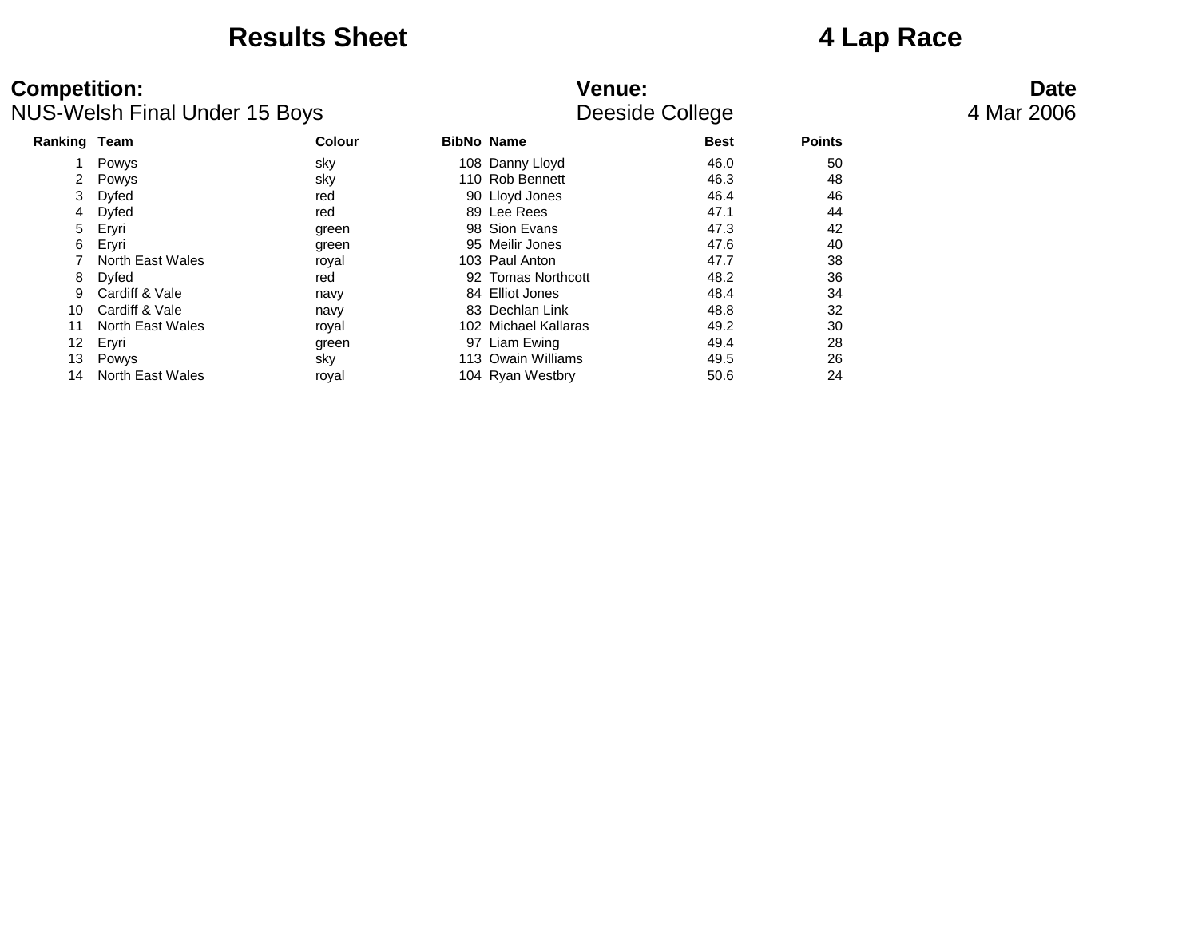# Results Sheet

# 4 Lap Race

**Competition:**
NUS-Welsh Final Under 15 Boys

**Venue:**
Deeside College

**Date**
4 Mar 2006

| Ranking | Team | Colour | BibNo | Name | Best | Points |
|---|---|---|---|---|---|---|
| 1 | Powys | sky | 108 | Danny Lloyd | 46.0 | 50 |
| 2 | Powys | sky | 110 | Rob Bennett | 46.3 | 48 |
| 3 | Dyfed | red | 90 | Lloyd Jones | 46.4 | 46 |
| 4 | Dyfed | red | 89 | Lee Rees | 47.1 | 44 |
| 5 | Eryri | green | 98 | Sion Evans | 47.3 | 42 |
| 6 | Eryri | green | 95 | Meilir Jones | 47.6 | 40 |
| 7 | North East Wales | royal | 103 | Paul Anton | 47.7 | 38 |
| 8 | Dyfed | red | 92 | Tomas Northcott | 48.2 | 36 |
| 9 | Cardiff & Vale | navy | 84 | Elliot Jones | 48.4 | 34 |
| 10 | Cardiff & Vale | navy | 83 | Dechlan Link | 48.8 | 32 |
| 11 | North East Wales | royal | 102 | Michael Kallaras | 49.2 | 30 |
| 12 | Eryri | green | 97 | Liam Ewing | 49.4 | 28 |
| 13 | Powys | sky | 113 | Owain Williams | 49.5 | 26 |
| 14 | North East Wales | royal | 104 | Ryan Westbry | 50.6 | 24 |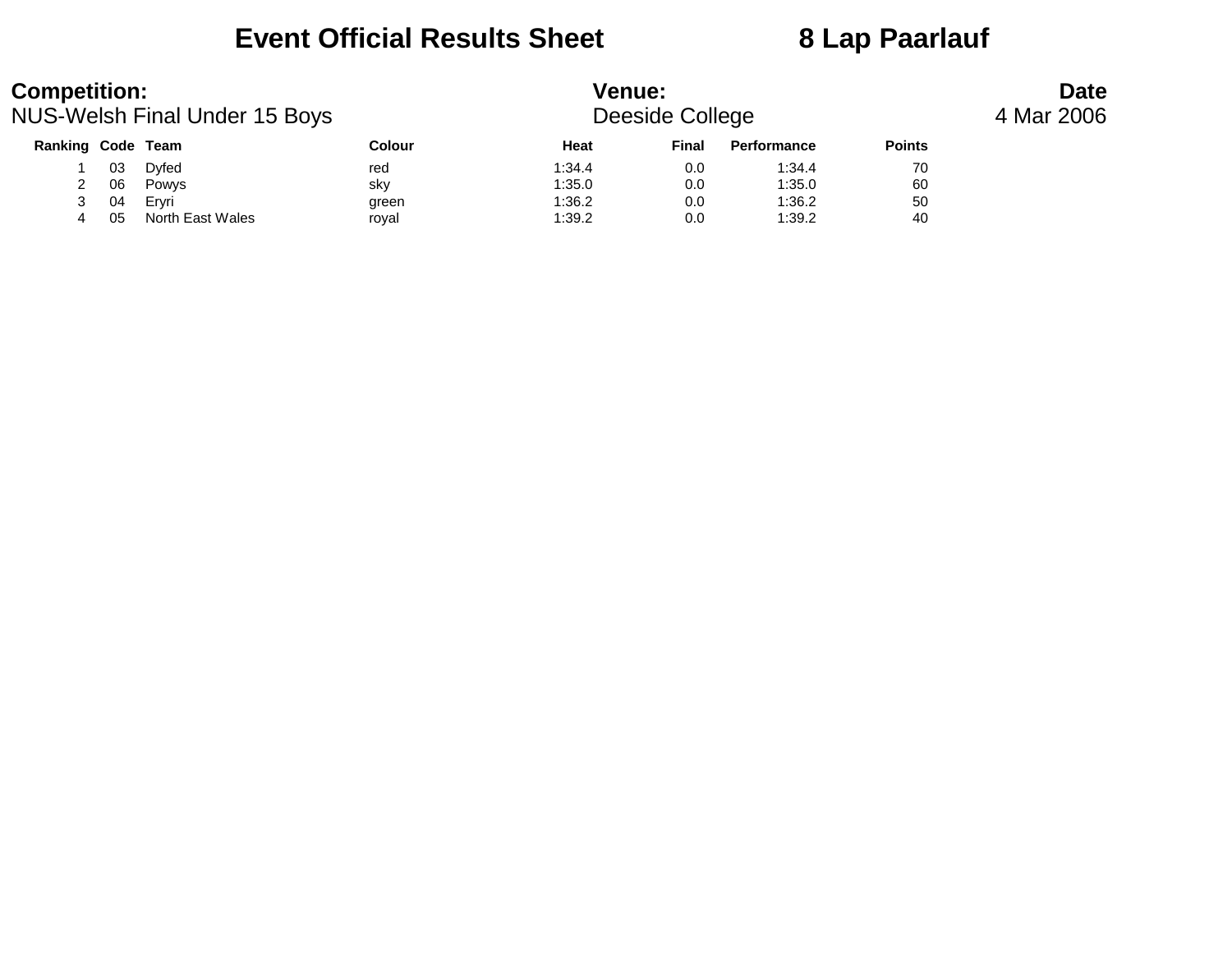# Event Official Results Sheet 8 Lap Paarlauf

| **Competition:** | **Venue:** | **Date** |
|---|---|---|
| NUS-Welsh Final Under 15 Boys | Deeside College | 4 Mar 2006 |

| Ranking | Code | Team | Colour | Heat | Final | Performance | Points |
|---|---|---|---|---|---|---|---|
| 1 | 03 | Dyfed | red | 1:34.4 | 0.0 | 1:34.4 | 70 |
| 2 | 06 | Powys | sky | 1:35.0 | 0.0 | 1:35.0 | 60 |
| 3 | 04 | Eryri | green | 1:36.2 | 0.0 | 1:36.2 | 50 |
| 4 | 05 | North East Wales | royal | 1:39.2 | 0.0 | 1:39.2 | 40 |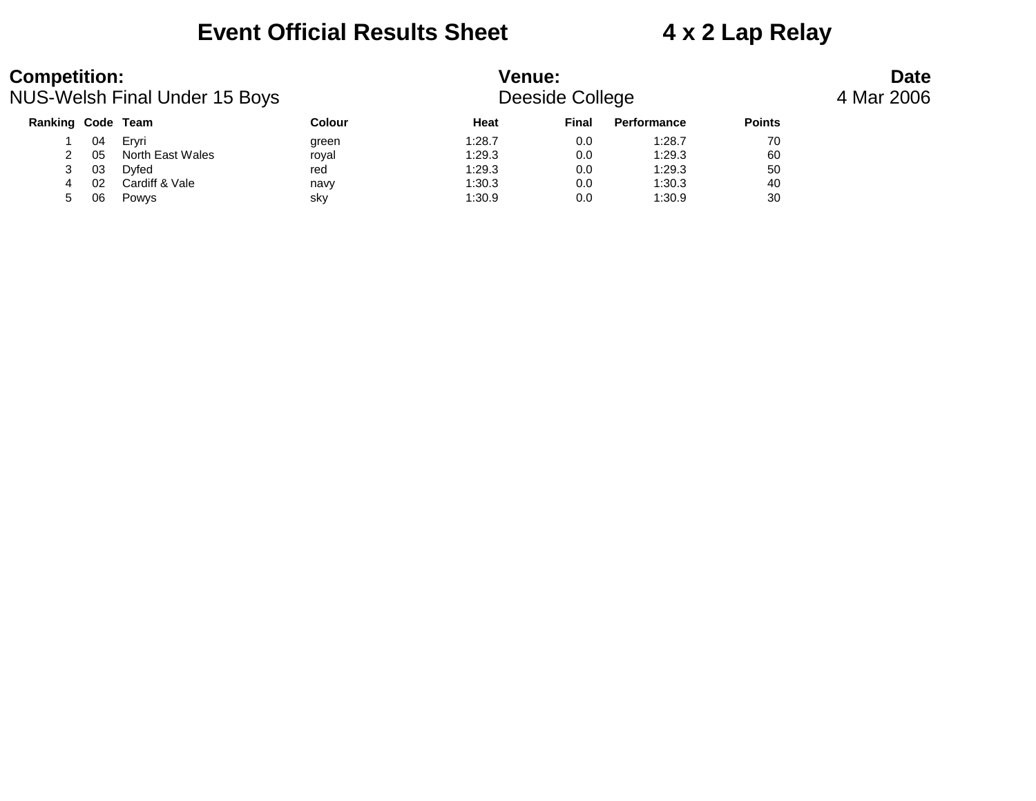# Event Official Results Sheet 4 x 2 Lap Relay

**Competition:**
NUS-Welsh Final Under 15 Boys

**Venue:**
Deeside College

**Date**
4 Mar 2006

| Ranking | Code | Team | Colour | Heat | Final | Performance | Points |
|---|---|---|---|---|---|---|---|
| 1 | 04 | Eryri | green | 1:28.7 | 0.0 | 1:28.7 | 70 |
| 2 | 05 | North East Wales | royal | 1:29.3 | 0.0 | 1:29.3 | 60 |
| 3 | 03 | Dyfed | red | 1:29.3 | 0.0 | 1:29.3 | 50 |
| 4 | 02 | Cardiff & Vale | navy | 1:30.3 | 0.0 | 1:30.3 | 40 |
| 5 | 06 | Powys | sky | 1:30.9 | 0.0 | 1:30.9 | 30 |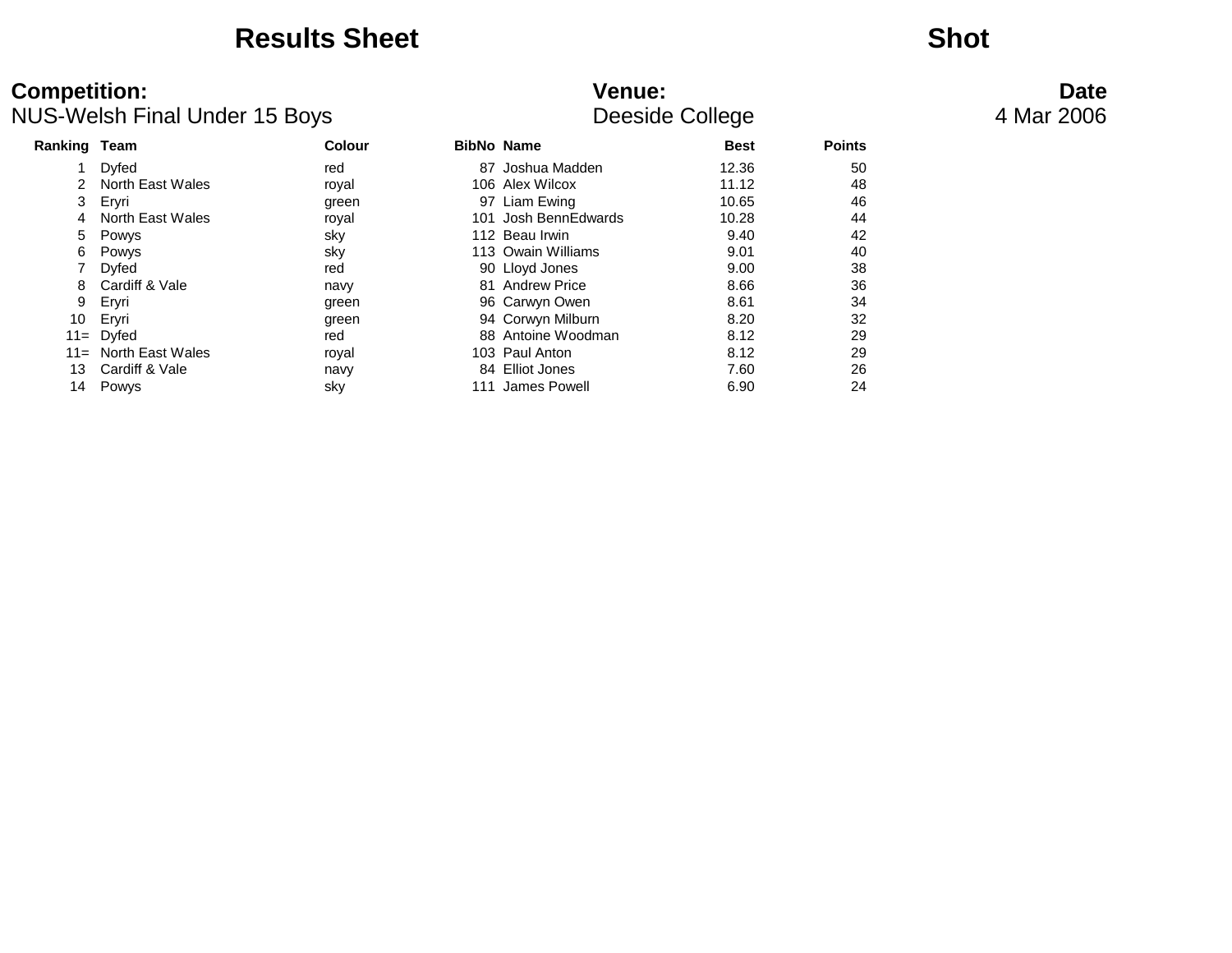# Results Sheet

## Shot

**Competition:** NUS-Welsh Final Under 15 Boys

**Venue:** Deeside College

**Date** 4 Mar 2006

| Ranking | Team | Colour | BibNo | Name | Best | Points |
|---|---|---|---|---|---|---|
| 1 | Dyfed | red | 87 | Joshua Madden | 12.36 | 50 |
| 2 | North East Wales | royal | 106 | Alex Wilcox | 11.12 | 48 |
| 3 | Eryri | green | 97 | Liam Ewing | 10.65 | 46 |
| 4 | North East Wales | royal | 101 | Josh BennEdwards | 10.28 | 44 |
| 5 | Powys | sky | 112 | Beau Irwin | 9.40 | 42 |
| 6 | Powys | sky | 113 | Owain Williams | 9.01 | 40 |
| 7 | Dyfed | red | 90 | Lloyd Jones | 9.00 | 38 |
| 8 | Cardiff & Vale | navy | 81 | Andrew Price | 8.66 | 36 |
| 9 | Eryri | green | 96 | Carwyn Owen | 8.61 | 34 |
| 10 | Eryri | green | 94 | Corwyn Milburn | 8.20 | 32 |
| 11= | Dyfed | red | 88 | Antoine Woodman | 8.12 | 29 |
| 11= | North East Wales | royal | 103 | Paul Anton | 8.12 | 29 |
| 13 | Cardiff & Vale | navy | 84 | Elliot Jones | 7.60 | 26 |
| 14 | Powys | sky | 111 | James Powell | 6.90 | 24 |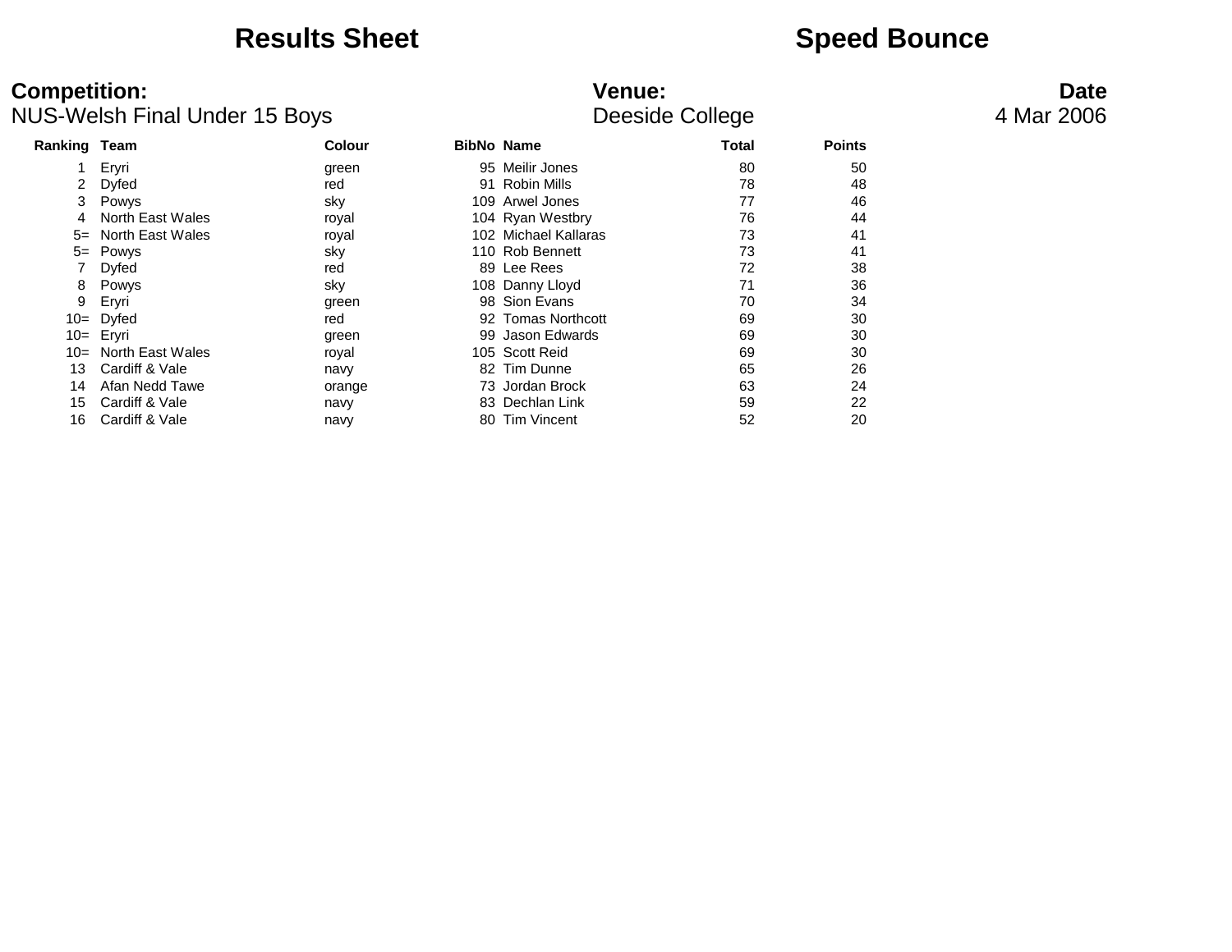# Results Sheet

# Speed Bounce

**Competition:** NUS-Welsh Final Under 15 Boys

**Venue:** Deeside College

**Date** 4 Mar 2006

| Ranking | Team | Colour | BibNo | Name | Total | Points |
|---|---|---|---|---|---|---|
| 1 | Eryri | green | 95 | Meilir Jones | 80 | 50 |
| 2 | Dyfed | red | 91 | Robin Mills | 78 | 48 |
| 3 | Powys | sky | 109 | Arwel Jones | 77 | 46 |
| 4 | North East Wales | royal | 104 | Ryan Westbry | 76 | 44 |
| 5= | North East Wales | royal | 102 | Michael Kallaras | 73 | 41 |
| 5= | Powys | sky | 110 | Rob Bennett | 73 | 41 |
| 7 | Dyfed | red | 89 | Lee Rees | 72 | 38 |
| 8 | Powys | sky | 108 | Danny Lloyd | 71 | 36 |
| 9 | Eryri | green | 98 | Sion Evans | 70 | 34 |
| 10= | Dyfed | red | 92 | Tomas Northcott | 69 | 30 |
| 10= | Eryri | green | 99 | Jason Edwards | 69 | 30 |
| 10= | North East Wales | royal | 105 | Scott Reid | 69 | 30 |
| 13 | Cardiff & Vale | navy | 82 | Tim Dunne | 65 | 26 |
| 14 | Afan Nedd Tawe | orange | 73 | Jordan Brock | 63 | 24 |
| 15 | Cardiff & Vale | navy | 83 | Dechlan Link | 59 | 22 |
| 16 | Cardiff & Vale | navy | 80 | Tim Vincent | 52 | 20 |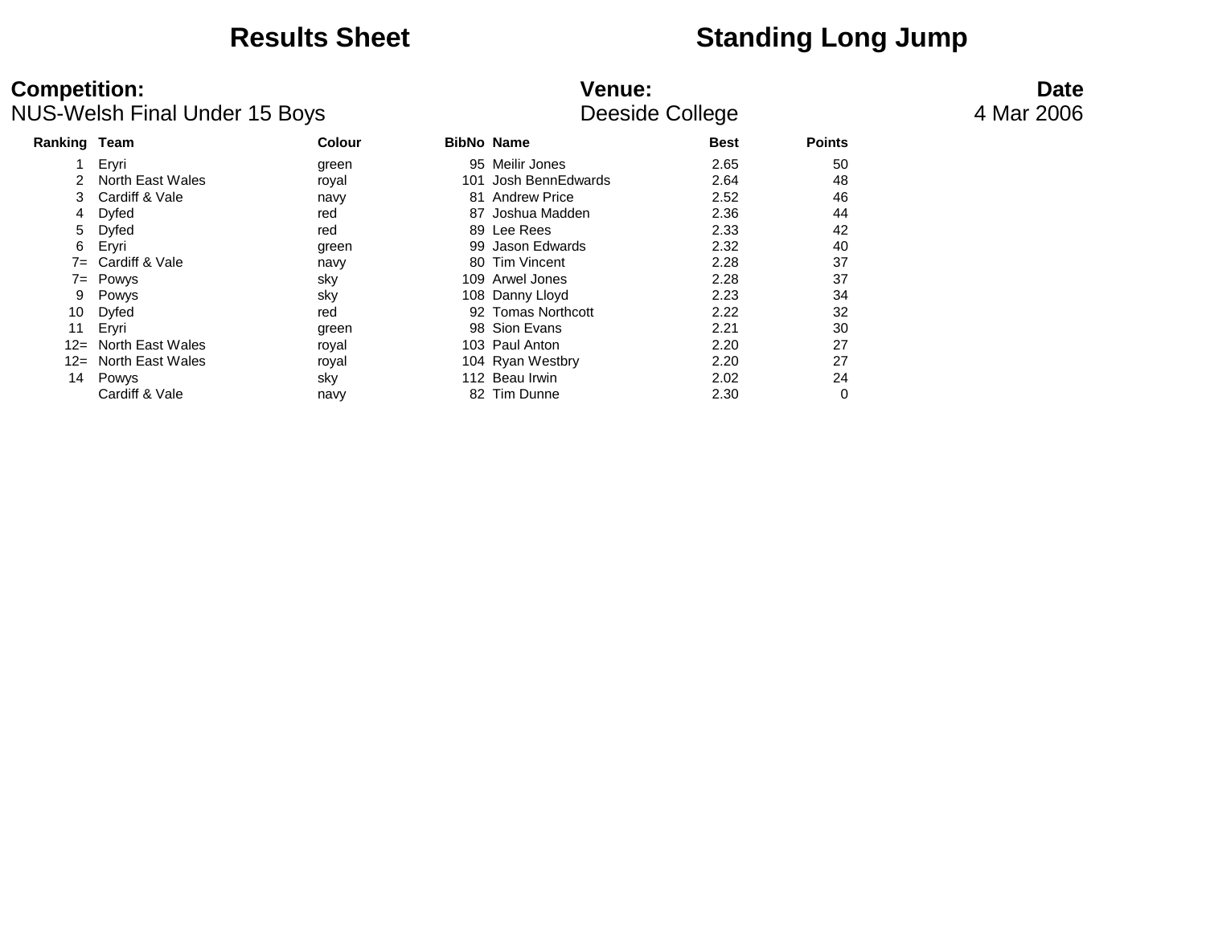# Results Sheet — Standing Long Jump

**Competition:** NUS-Welsh Final Under 15 Boys

**Venue:** Deeside College

**Date** 4 Mar 2006

| Ranking | Team | Colour | BibNo | Name | Best | Points |
|---|---|---|---|---|---|---|
| 1 | Eryri | green | 95 | Meilir Jones | 2.65 | 50 |
| 2 | North East Wales | royal | 101 | Josh BennEdwards | 2.64 | 48 |
| 3 | Cardiff & Vale | navy | 81 | Andrew Price | 2.52 | 46 |
| 4 | Dyfed | red | 87 | Joshua Madden | 2.36 | 44 |
| 5 | Dyfed | red | 89 | Lee Rees | 2.33 | 42 |
| 6 | Eryri | green | 99 | Jason Edwards | 2.32 | 40 |
| 7= | Cardiff & Vale | navy | 80 | Tim Vincent | 2.28 | 37 |
| 7= | Powys | sky | 109 | Arwel Jones | 2.28 | 37 |
| 9 | Powys | sky | 108 | Danny Lloyd | 2.23 | 34 |
| 10 | Dyfed | red | 92 | Tomas Northcott | 2.22 | 32 |
| 11 | Eryri | green | 98 | Sion Evans | 2.21 | 30 |
| 12= | North East Wales | royal | 103 | Paul Anton | 2.20 | 27 |
| 12= | North East Wales | royal | 104 | Ryan Westbry | 2.20 | 27 |
| 14 | Powys | sky | 112 | Beau Irwin | 2.02 | 24 |
| | Cardiff & Vale | navy | 82 | Tim Dunne | 2.30 | 0 |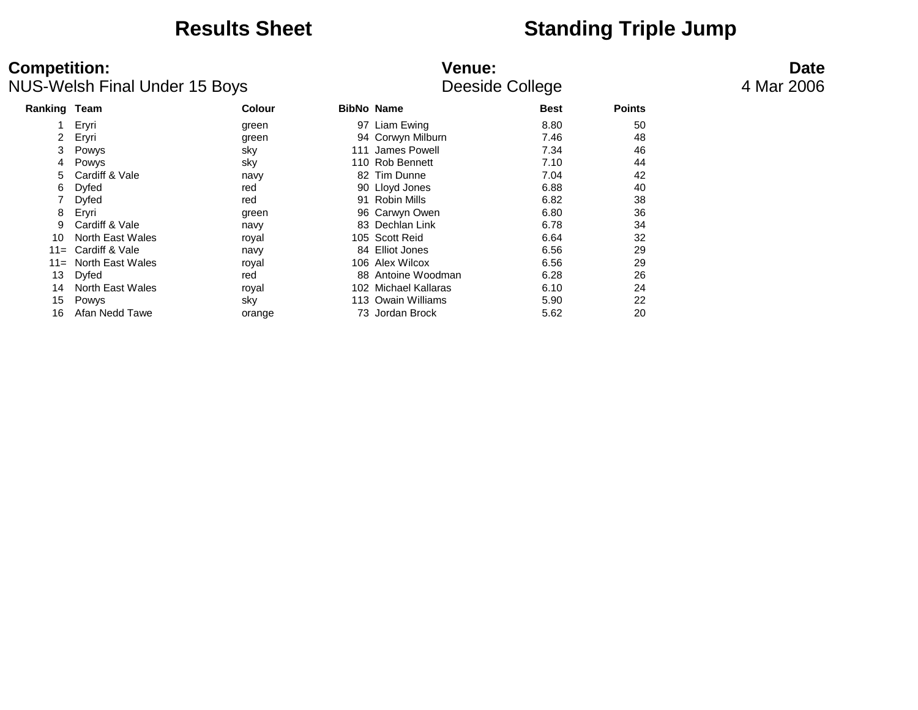# Results Sheet

# Standing Triple Jump

**Competition:**
NUS-Welsh Final Under 15 Boys

**Venue:**
Deeside College

**Date**
4 Mar 2006

| Ranking | Team | Colour | BibNo | Name | Best | Points |
|---|---|---|---|---|---|---|
| 1 | Eryri | green | 97 | Liam Ewing | 8.80 | 50 |
| 2 | Eryri | green | 94 | Corwyn Milburn | 7.46 | 48 |
| 3 | Powys | sky | 111 | James Powell | 7.34 | 46 |
| 4 | Powys | sky | 110 | Rob Bennett | 7.10 | 44 |
| 5 | Cardiff & Vale | navy | 82 | Tim Dunne | 7.04 | 42 |
| 6 | Dyfed | red | 90 | Lloyd Jones | 6.88 | 40 |
| 7 | Dyfed | red | 91 | Robin Mills | 6.82 | 38 |
| 8 | Eryri | green | 96 | Carwyn Owen | 6.80 | 36 |
| 9 | Cardiff & Vale | navy | 83 | Dechlan Link | 6.78 | 34 |
| 10 | North East Wales | royal | 105 | Scott Reid | 6.64 | 32 |
| 11= | Cardiff & Vale | navy | 84 | Elliot Jones | 6.56 | 29 |
| 11= | North East Wales | royal | 106 | Alex Wilcox | 6.56 | 29 |
| 13 | Dyfed | red | 88 | Antoine Woodman | 6.28 | 26 |
| 14 | North East Wales | royal | 102 | Michael Kallaras | 6.10 | 24 |
| 15 | Powys | sky | 113 | Owain Williams | 5.90 | 22 |
| 16 | Afan Nedd Tawe | orange | 73 | Jordan Brock | 5.62 | 20 |